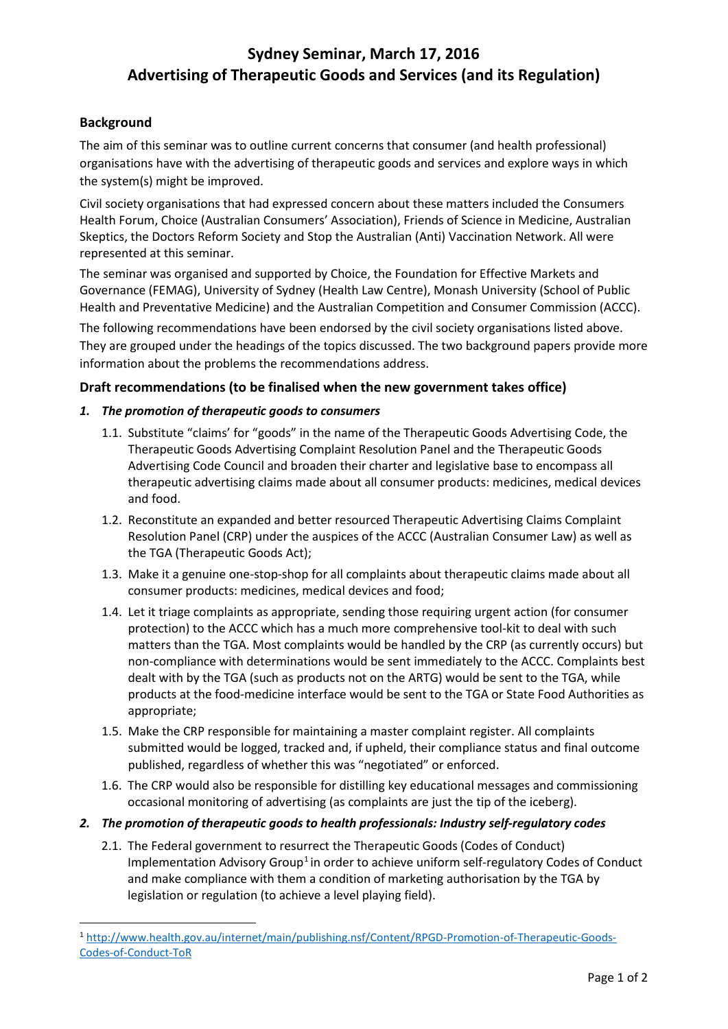# Sydney Seminar, March 17, 2016
# Advertising of Therapeutic Goods and Services (and its Regulation)

## Background

The aim of this seminar was to outline current concerns that consumer (and health professional) organisations have with the advertising of therapeutic goods and services and explore ways in which the system(s) might be improved.

Civil society organisations that had expressed concern about these matters included the Consumers Health Forum, Choice (Australian Consumers' Association), Friends of Science in Medicine, Australian Skeptics, the Doctors Reform Society and Stop the Australian (Anti) Vaccination Network. All were represented at this seminar.

The seminar was organised and supported by Choice, the Foundation for Effective Markets and Governance (FEMAG), University of Sydney (Health Law Centre), Monash University (School of Public Health and Preventative Medicine) and the Australian Competition and Consumer Commission (ACCC).

The following recommendations have been endorsed by the civil society organisations listed above. They are grouped under the headings of the topics discussed. The two background papers provide more information about the problems the recommendations address.

## Draft recommendations (to be finalised when the new government takes office)

### *1. The promotion of therapeutic goods to consumers*

1.1. Substitute "claims' for "goods" in the name of the Therapeutic Goods Advertising Code, the Therapeutic Goods Advertising Complaint Resolution Panel and the Therapeutic Goods Advertising Code Council and broaden their charter and legislative base to encompass all therapeutic advertising claims made about all consumer products: medicines, medical devices and food.

1.2. Reconstitute an expanded and better resourced Therapeutic Advertising Claims Complaint Resolution Panel (CRP) under the auspices of the ACCC (Australian Consumer Law) as well as the TGA (Therapeutic Goods Act);

1.3. Make it a genuine one-stop-shop for all complaints about therapeutic claims made about all consumer products: medicines, medical devices and food;

1.4. Let it triage complaints as appropriate, sending those requiring urgent action (for consumer protection) to the ACCC which has a much more comprehensive tool-kit to deal with such matters than the TGA. Most complaints would be handled by the CRP (as currently occurs) but non-compliance with determinations would be sent immediately to the ACCC. Complaints best dealt with by the TGA (such as products not on the ARTG) would be sent to the TGA, while products at the food-medicine interface would be sent to the TGA or State Food Authorities as appropriate;

1.5. Make the CRP responsible for maintaining a master complaint register. All complaints submitted would be logged, tracked and, if upheld, their compliance status and final outcome published, regardless of whether this was "negotiated" or enforced.

1.6. The CRP would also be responsible for distilling key educational messages and commissioning occasional monitoring of advertising (as complaints are just the tip of the iceberg).

### *2. The promotion of therapeutic goods to health professionals: Industry self-regulatory codes*

2.1. The Federal government to resurrect the Therapeutic Goods (Codes of Conduct) Implementation Advisory Group[1] in order to achieve uniform self-regulatory Codes of Conduct and make compliance with them a condition of marketing authorisation by the TGA by legislation or regulation (to achieve a level playing field).

---

[1] http://www.health.gov.au/internet/main/publishing.nsf/Content/RPGD-Promotion-of-Therapeutic-Goods-Codes-of-Conduct-ToR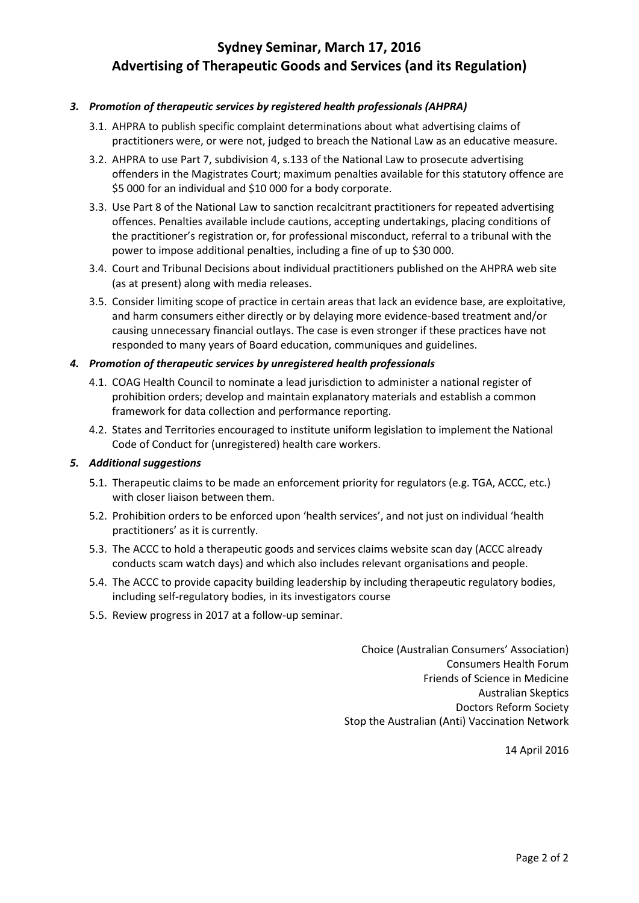# Sydney Seminar, March 17, 2016
# Advertising of Therapeutic Goods and Services (and its Regulation)

### *3. Promotion of therapeutic services by registered health professionals (AHPRA)*

3.1. AHPRA to publish specific complaint determinations about what advertising claims of practitioners were, or were not, judged to breach the National Law as an educative measure.

3.2. AHPRA to use Part 7, subdivision 4, s.133 of the National Law to prosecute advertising offenders in the Magistrates Court; maximum penalties available for this statutory offence are $5 000 for an individual and $10 000 for a body corporate.

3.3. Use Part 8 of the National Law to sanction recalcitrant practitioners for repeated advertising offences. Penalties available include cautions, accepting undertakings, placing conditions of the practitioner's registration or, for professional misconduct, referral to a tribunal with the power to impose additional penalties, including a fine of up to $30 000.

3.4. Court and Tribunal Decisions about individual practitioners published on the AHPRA web site (as at present) along with media releases.

3.5. Consider limiting scope of practice in certain areas that lack an evidence base, are exploitative, and harm consumers either directly or by delaying more evidence-based treatment and/or causing unnecessary financial outlays. The case is even stronger if these practices have not responded to many years of Board education, communiques and guidelines.

### *4. Promotion of therapeutic services by unregistered health professionals*

4.1. COAG Health Council to nominate a lead jurisdiction to administer a national register of prohibition orders; develop and maintain explanatory materials and establish a common framework for data collection and performance reporting.

4.2. States and Territories encouraged to institute uniform legislation to implement the National Code of Conduct for (unregistered) health care workers.

### *5. Additional suggestions*

5.1. Therapeutic claims to be made an enforcement priority for regulators (e.g. TGA, ACCC, etc.) with closer liaison between them.

5.2. Prohibition orders to be enforced upon 'health services', and not just on individual 'health practitioners' as it is currently.

5.3. The ACCC to hold a therapeutic goods and services claims website scan day (ACCC already conducts scam watch days) and which also includes relevant organisations and people.

5.4. The ACCC to provide capacity building leadership by including therapeutic regulatory bodies, including self-regulatory bodies, in its investigators course

5.5. Review progress in 2017 at a follow-up seminar.

Choice (Australian Consumers' Association)
Consumers Health Forum
Friends of Science in Medicine
Australian Skeptics
Doctors Reform Society
Stop the Australian (Anti) Vaccination Network

14 April 2016